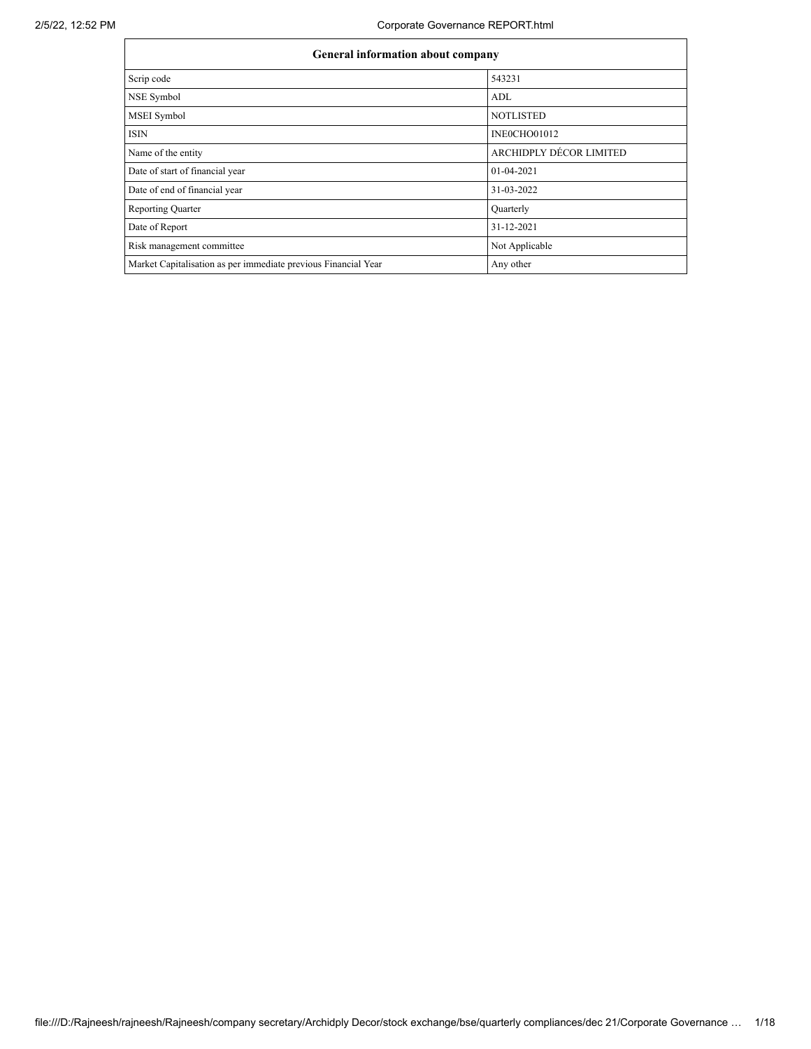| General information about company | |
|---|---|
| Scrip code | 543231 |
| NSE Symbol | ADL |
| MSEI Symbol | NOTLISTED |
| ISIN | INE0CHO01012 |
| Name of the entity | ARCHIDPLY DÉCOR LIMITED |
| Date of start of financial year | 01-04-2021 |
| Date of end of financial year | 31-03-2022 |
| Reporting Quarter | Quarterly |
| Date of Report | 31-12-2021 |
| Risk management committee | Not Applicable |
| Market Capitalisation as per immediate previous Financial Year | Any other |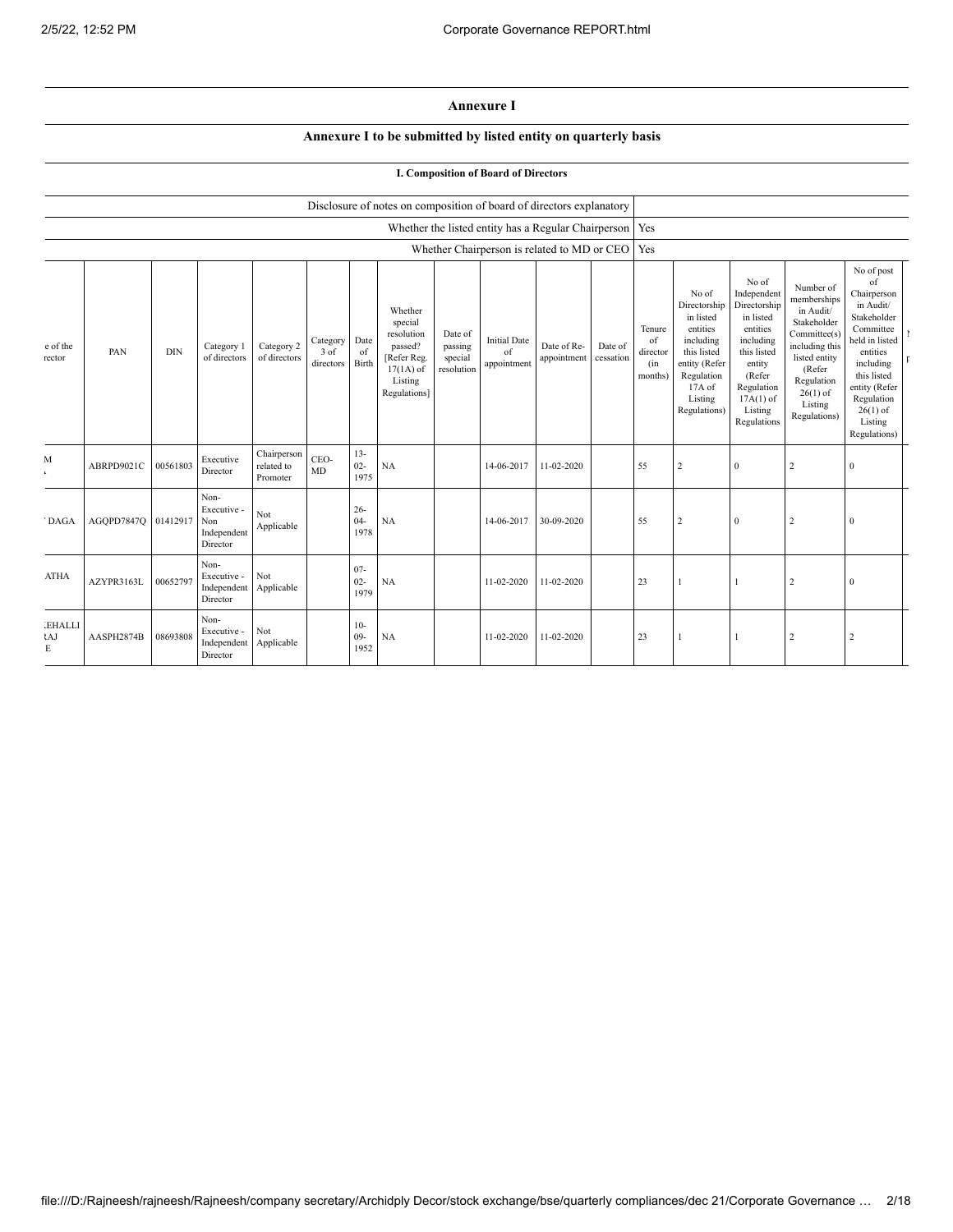## Annexure I

### Annexure I to be submitted by listed entity on quarterly basis

#### I. Composition of Board of Directors

| | |
|---|---|
| Disclosure of notes on composition of board of directors explanatory | |
| Whether the listed entity has a Regular Chairperson | Yes |
| Whether Chairperson is related to MD or CEO | Yes |

| e of the rector | PAN | DIN | Category 1 of directors | Category 2 of directors | Category 3 of directors | Date of Birth | Whether special resolution passed? [Refer Reg. 17(1A) of Listing Regulations] | Date of passing special resolution | Initial Date of appointment | Date of Re-appointment | Date of cessation | Tenure of director (in months) | No of Directorship in listed entities including this listed entity (Refer Regulation 17A of Listing Regulations) | No of Independent Directorship in listed entities including this listed entity (Refer Regulation 17A(1) of Listing Regulations | Number of memberships in Audit/ Stakeholder Committee(s) including this listed entity (Refer Regulation 26(1) of Listing Regulations) | No of post of Chairperson in Audit/ Stakeholder Committee held in listed entities including this listed entity (Refer Regulation 26(1) of Listing Regulations) |
|---|---|---|---|---|---|---|---|---|---|---|---|---|---|---|---|---|
| M | ABRPD9021C | 00561803 | Executive Director | Chairperson related to Promoter | CEO-MD | 13-02-1975 | NA | | 14-06-2017 | 11-02-2020 | | 55 | 2 | 0 | 2 | 0 |
| DAGA | AGQPD7847Q | 01412917 | Non-Executive - Non Independent Director | Not Applicable | | 26-04-1978 | NA | | 14-06-2017 | 30-09-2020 | | 55 | 2 | 0 | 2 | 0 |
| ATHA | AZYPR3163L | 00652797 | Non-Executive - Independent Director | Not Applicable | | 07-02-1979 | NA | | 11-02-2020 | 11-02-2020 | | 23 | 1 | 1 | 2 | 0 |
| EHALLI RAJ E | AASPH2874B | 08693808 | Non-Executive - Independent Director | Not Applicable | | 10-09-1952 | NA | | 11-02-2020 | 11-02-2020 | | 23 | 1 | 1 | 2 | 2 |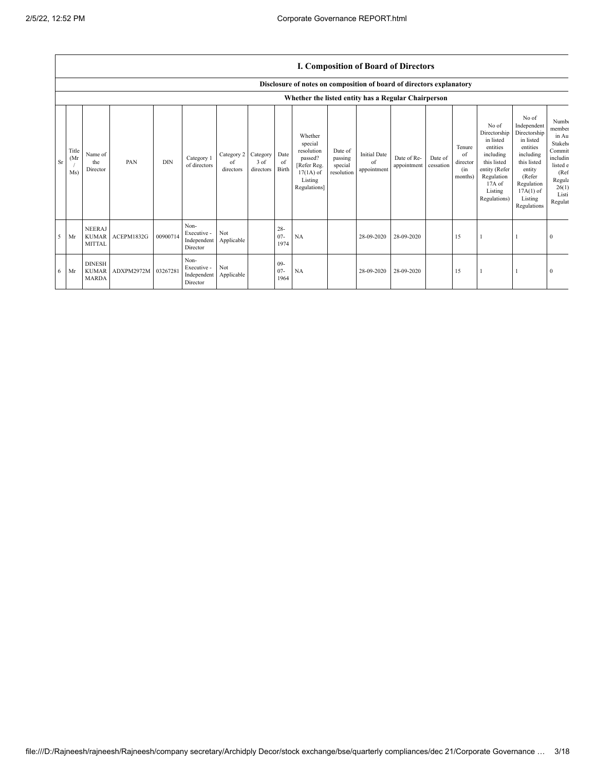## I. Composition of Board of Directors

### Disclosure of notes on composition of board of directors explanatory

### Whether the listed entity has a Regular Chairperson

| Sr | Title (Mr / Ms) | Name of the Director | PAN | DIN | Category 1 of directors | Category 2 of directors | Category 3 of directors | Date of Birth | Whether special resolution passed? [Refer Reg. 17(1A) of Listing Regulations] | Date of passing special resolution | Initial Date of appointment | Date of Re-appointment | Date of cessation | Tenure of director (in months) | No of Directorship in listed entities including this listed entity (Refer Regulation 17A of Listing Regulations) | No of Independent Directorship in listed entities including this listed entity (Refer Regulation 17A(1) of Listing Regulations | Numbe member in Au Stakeh Commit includin listed e (Ref Regula 26(1) Listi Regulat |
|---|---|---|---|---|---|---|---|---|---|---|---|---|---|---|---|---|---|
| 5 | Mr | NEERAJ KUMAR MITTAL | ACEPM1832G | 00900714 | Non-Executive - Independent Director | Not Applicable | | 28-07-1974 | NA | | 28-09-2020 | 28-09-2020 | | 15 | 1 | 1 | 0 |
| 6 | Mr | DINESH KUMAR MARDA | ADXPM2972M | 03267281 | Non-Executive - Independent Director | Not Applicable | | 09-07-1964 | NA | | 28-09-2020 | 28-09-2020 | | 15 | 1 | 1 | 0 |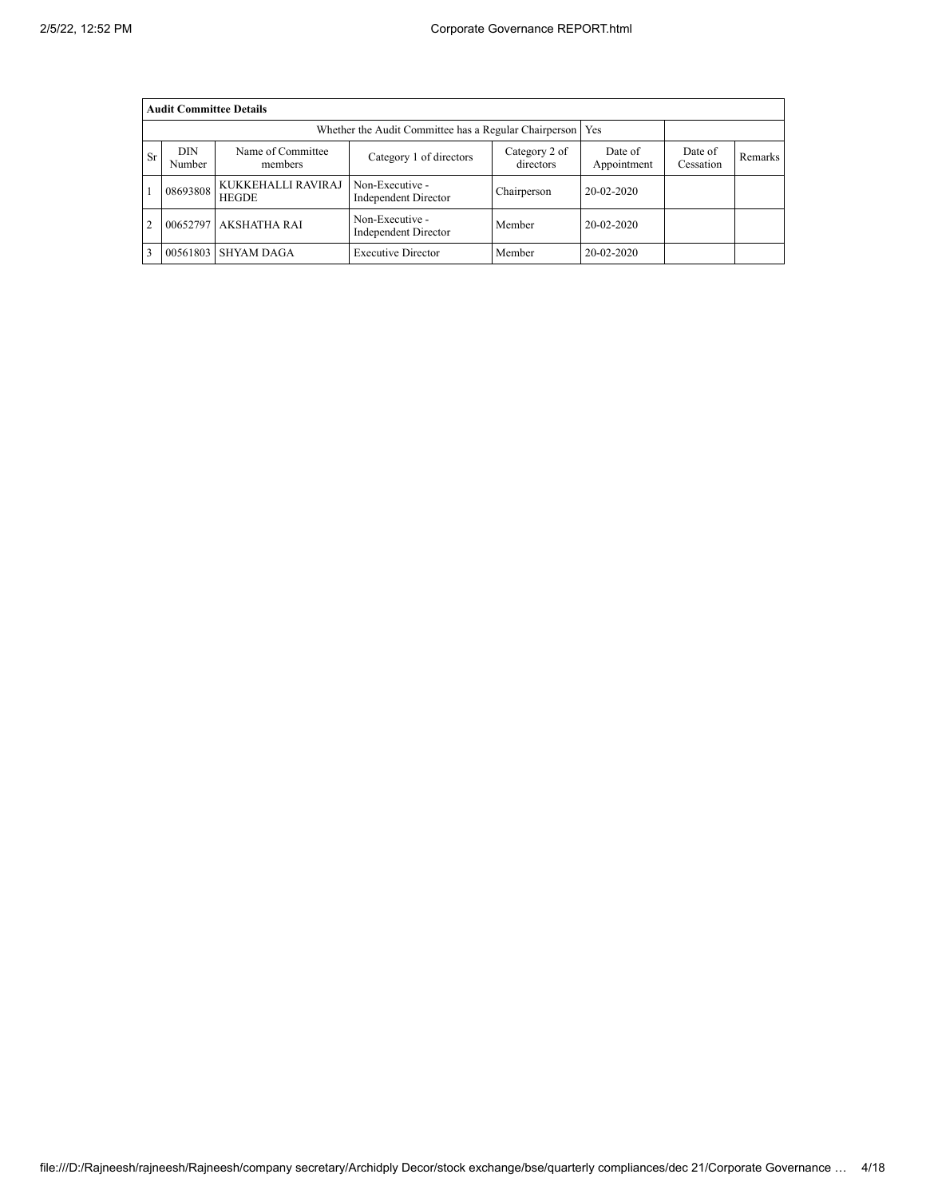| Audit Committee Details | | | | | | | |
|---|---|---|---|---|---|---|---|
| Whether the Audit Committee has a Regular Chairperson | | | | | Yes | | |
| Sr | DIN Number | Name of Committee members | Category 1 of directors | Category 2 of directors | Date of Appointment | Date of Cessation | Remarks |
| 1 | 08693808 | KUKKEHALLI RAVIRAJ HEGDE | Non-Executive - Independent Director | Chairperson | 20-02-2020 | | |
| 2 | 00652797 | AKSHATHA RAI | Non-Executive - Independent Director | Member | 20-02-2020 | | |
| 3 | 00561803 | SHYAM DAGA | Executive Director | Member | 20-02-2020 | | |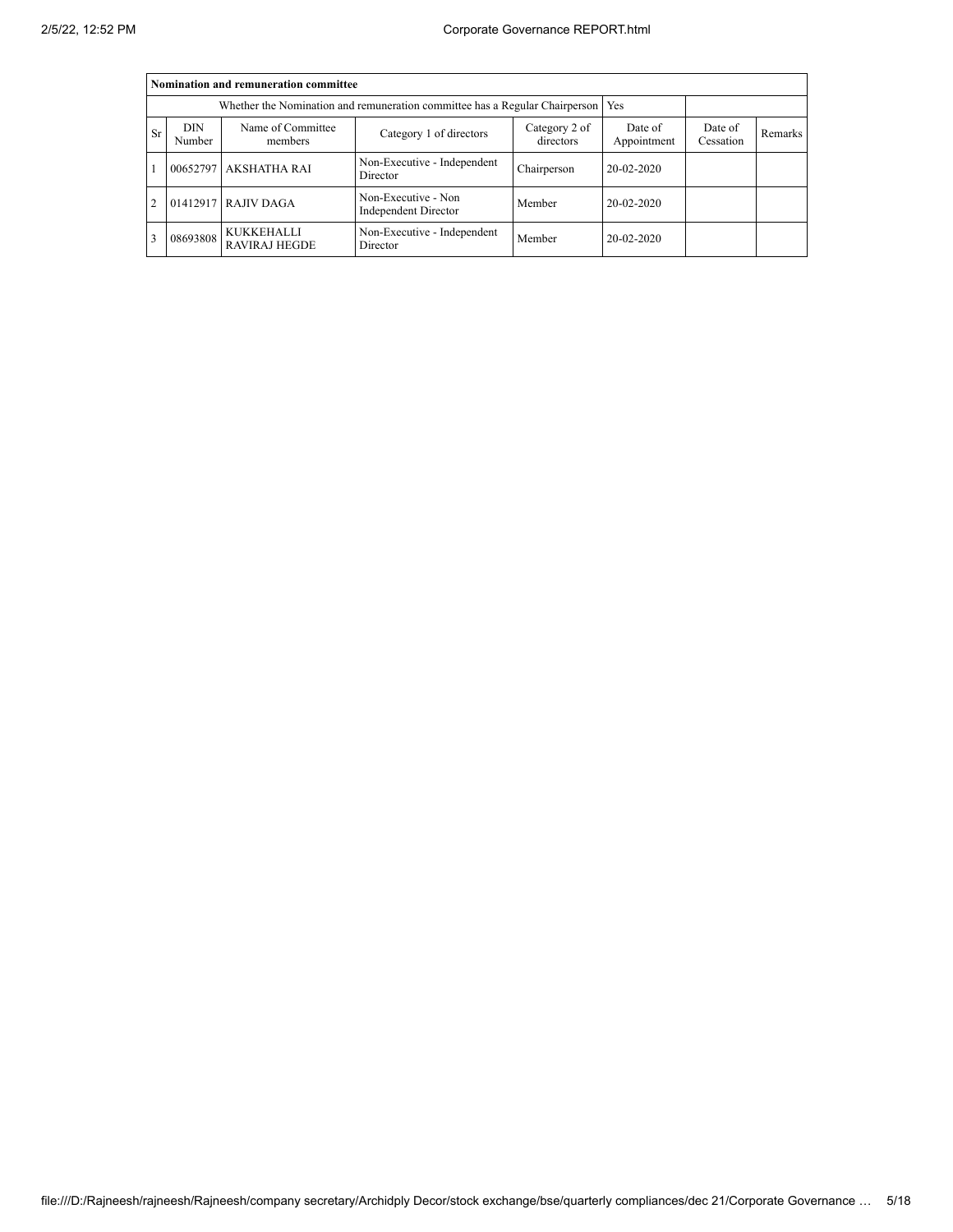| Nomination and remuneration committee | | | | | | | |
|---|---|---|---|---|---|---|---|
| Whether the Nomination and remuneration committee has a Regular Chairperson | | | | | Yes | | |
| Sr | DIN Number | Name of Committee members | Category 1 of directors | Category 2 of directors | Date of Appointment | Date of Cessation | Remarks |
| 1 | 00652797 | AKSHATHA RAI | Non-Executive - Independent Director | Chairperson | 20-02-2020 | | |
| 2 | 01412917 | RAJIV DAGA | Non-Executive - Non Independent Director | Member | 20-02-2020 | | |
| 3 | 08693808 | KUKKEHALLI RAVIRAJ HEGDE | Non-Executive - Independent Director | Member | 20-02-2020 | | |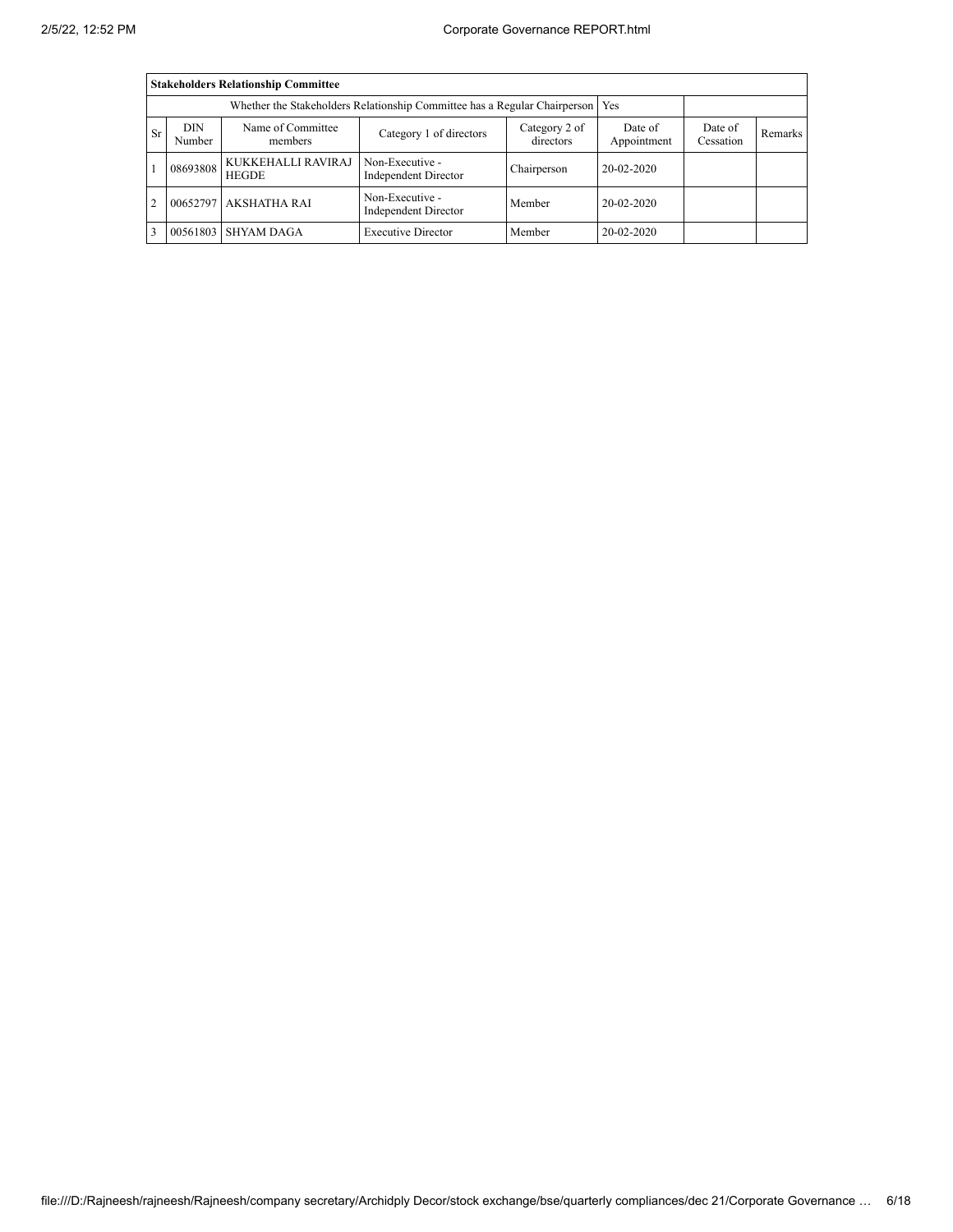| Stakeholders Relationship Committee | | | | | | | |
|---|---|---|---|---|---|---|---|
| Whether the Stakeholders Relationship Committee has a Regular Chairperson | | | | | Yes | | |
| Sr | DIN Number | Name of Committee members | Category 1 of directors | Category 2 of directors | Date of Appointment | Date of Cessation | Remarks |
| 1 | 08693808 | KUKKEHALLI RAVIRAJ HEGDE | Non-Executive - Independent Director | Chairperson | 20-02-2020 | | |
| 2 | 00652797 | AKSHATHA RAI | Non-Executive - Independent Director | Member | 20-02-2020 | | |
| 3 | 00561803 | SHYAM DAGA | Executive Director | Member | 20-02-2020 | | |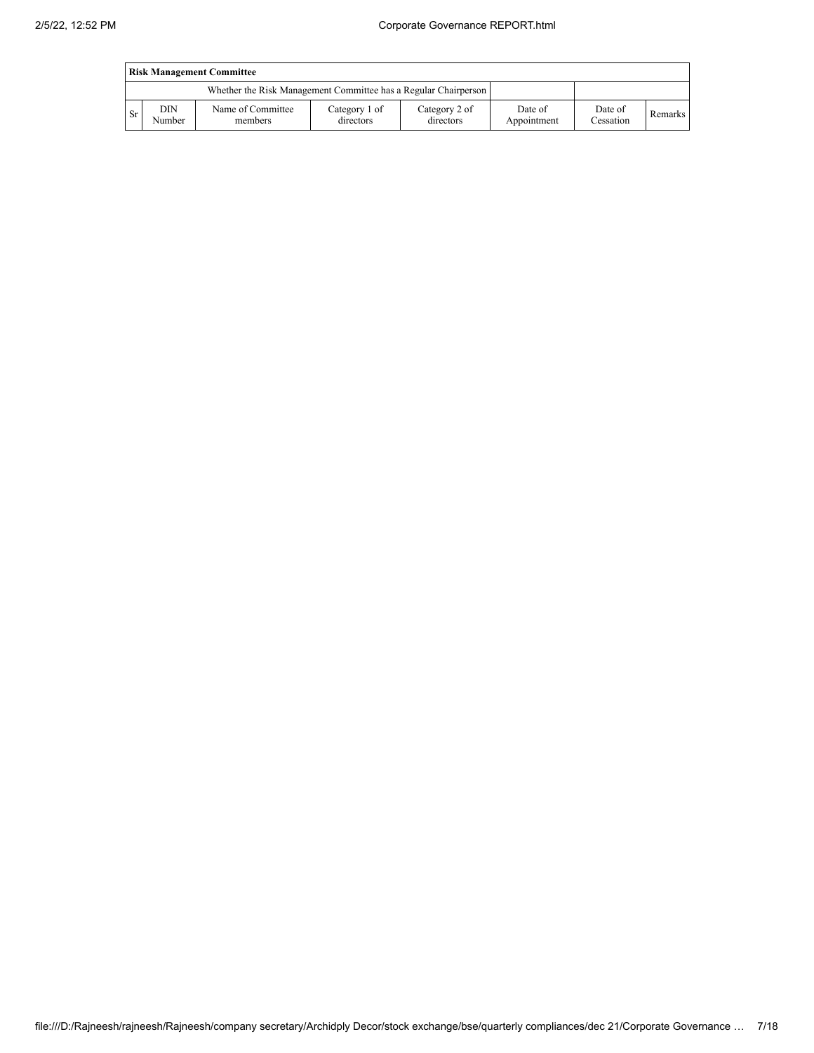| Risk Management Committee | | | | | | | |
|---|---|---|---|---|---|---|---|
| Whether the Risk Management Committee has a Regular Chairperson | | | | | | | |
| Sr | DIN Number | Name of Committee members | Category 1 of directors | Category 2 of directors | Date of Appointment | Date of Cessation | Remarks |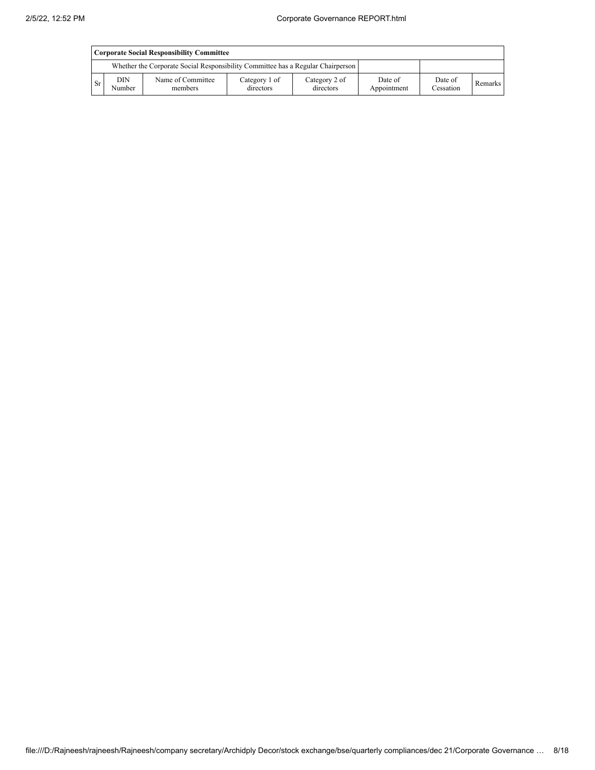| Corporate Social Responsibility Committee | | | | | | | |
|---|---|---|---|---|---|---|---|
| Whether the Corporate Social Responsibility Committee has a Regular Chairperson | | | | | | | |
| Sr | DIN Number | Name of Committee members | Category 1 of directors | Category 2 of directors | Date of Appointment | Date of Cessation | Remarks |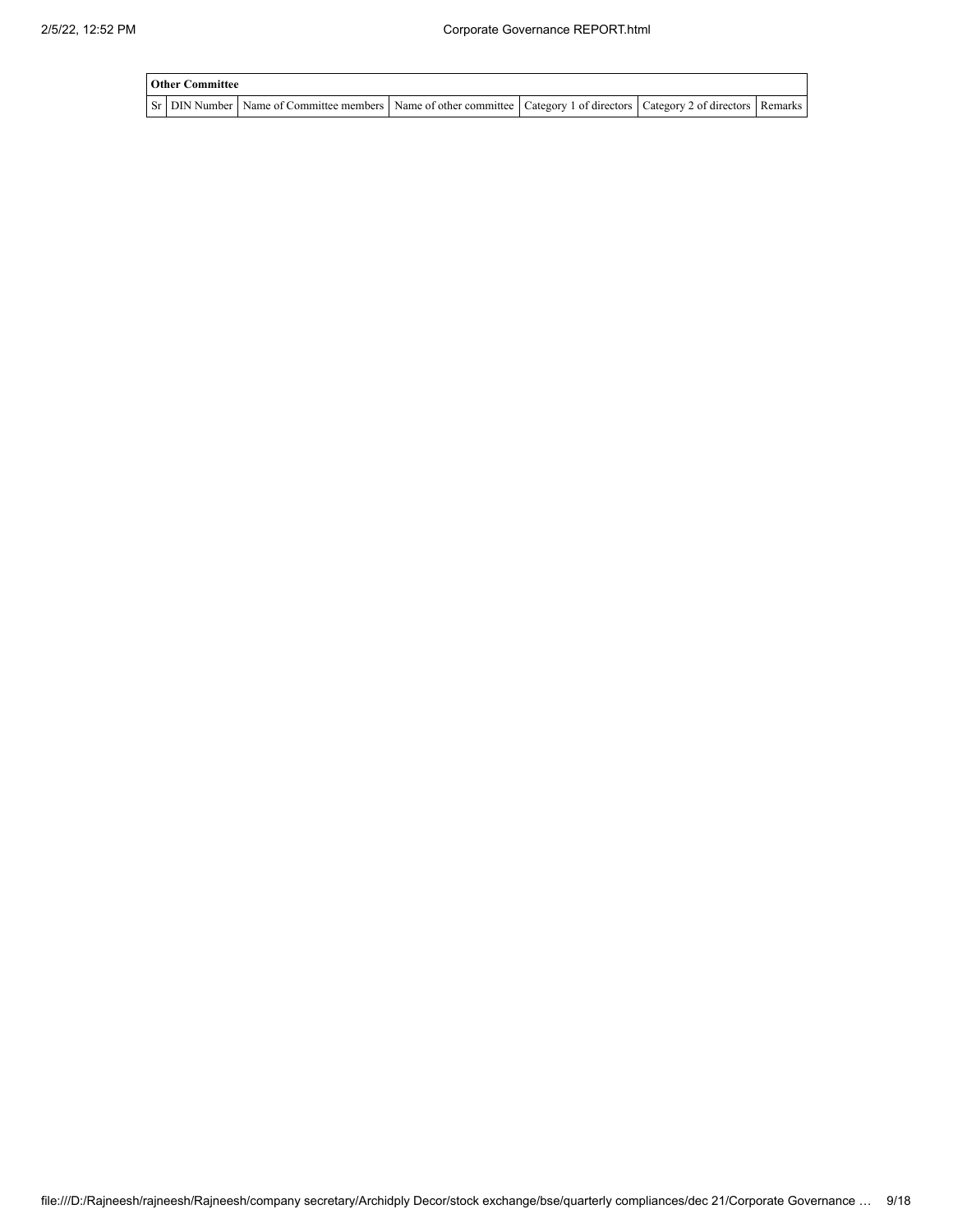| Other Committee | | | | | | |
|---|---|---|---|---|---|---|
| Sr | DIN Number | Name of Committee members | Name of other committee | Category 1 of directors | Category 2 of directors | Remarks |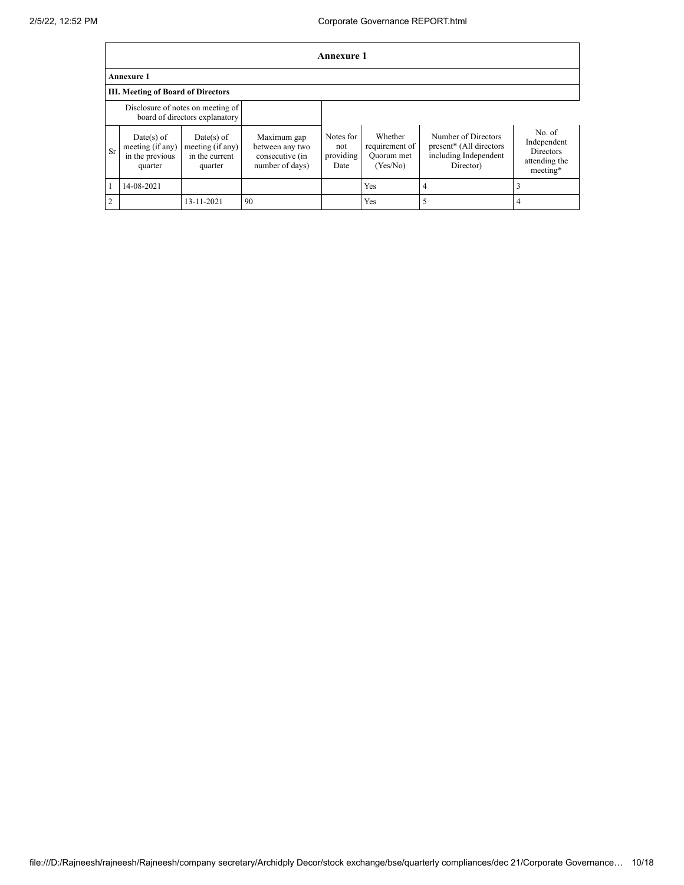## Annexure 1

**Annexure 1**

**III. Meeting of Board of Directors**

| Disclosure of notes on meeting of board of directors explanatory | | | | | | | |
|---|---|---|---|---|---|---|---|
| Sr | Date(s) of meeting (if any) in the previous quarter | Date(s) of meeting (if any) in the current quarter | Maximum gap between any two consecutive (in number of days) | Notes for not providing Date | Whether requirement of Quorum met (Yes/No) | Number of Directors present* (All directors including Independent Director) | No. of Independent Directors attending the meeting* |
| 1 | 14-08-2021 | | | | Yes | 4 | 3 |
| 2 | | 13-11-2021 | 90 | | Yes | 5 | 4 |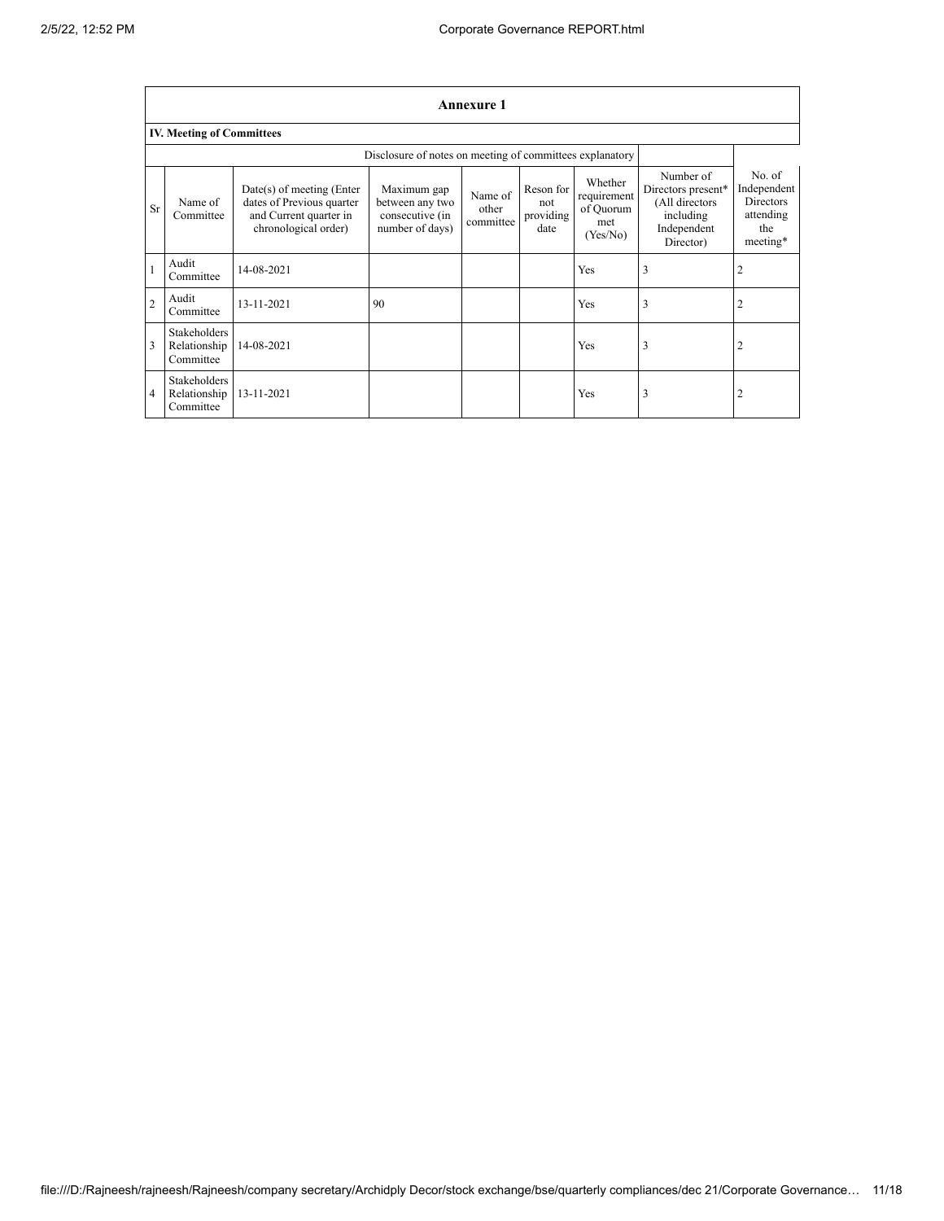| Annexure 1 | | | | | | | | |
|---|---|---|---|---|---|---|---|---|
| **IV. Meeting of Committees** | | | | | | | | |
| Disclosure of notes on meeting of committees explanatory | | | | | | | | |
| Sr | Name of Committee | Date(s) of meeting (Enter dates of Previous quarter and Current quarter in chronological order) | Maximum gap between any two consecutive (in number of days) | Name of other committee | Reson for not providing date | Whether requirement of Quorum met (Yes/No) | Number of Directors present* (All directors including Independent Director) | No. of Independent Directors attending the meeting* |
| 1 | Audit Committee | 14-08-2021 | | | | Yes | 3 | 2 |
| 2 | Audit Committee | 13-11-2021 | 90 | | | Yes | 3 | 2 |
| 3 | Stakeholders Relationship Committee | 14-08-2021 | | | | Yes | 3 | 2 |
| 4 | Stakeholders Relationship Committee | 13-11-2021 | | | | Yes | 3 | 2 |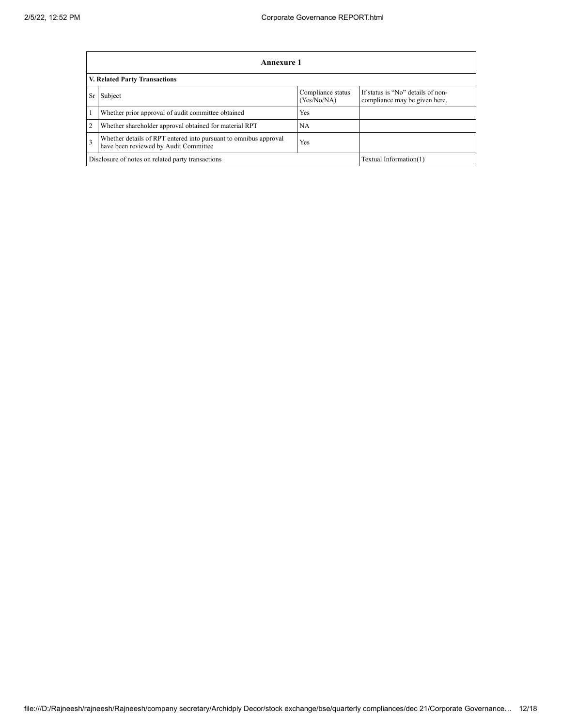| Annexure 1 | | | |
|---|---|---|---|
| **V. Related Party Transactions** | | | |
| Sr | Subject | Compliance status (Yes/No/NA) | If status is "No" details of non-compliance may be given here. |
| 1 | Whether prior approval of audit committee obtained | Yes | |
| 2 | Whether shareholder approval obtained for material RPT | NA | |
| 3 | Whether details of RPT entered into pursuant to omnibus approval have been reviewed by Audit Committee | Yes | |
| Disclosure of notes on related party transactions | | | Textual Information(1) |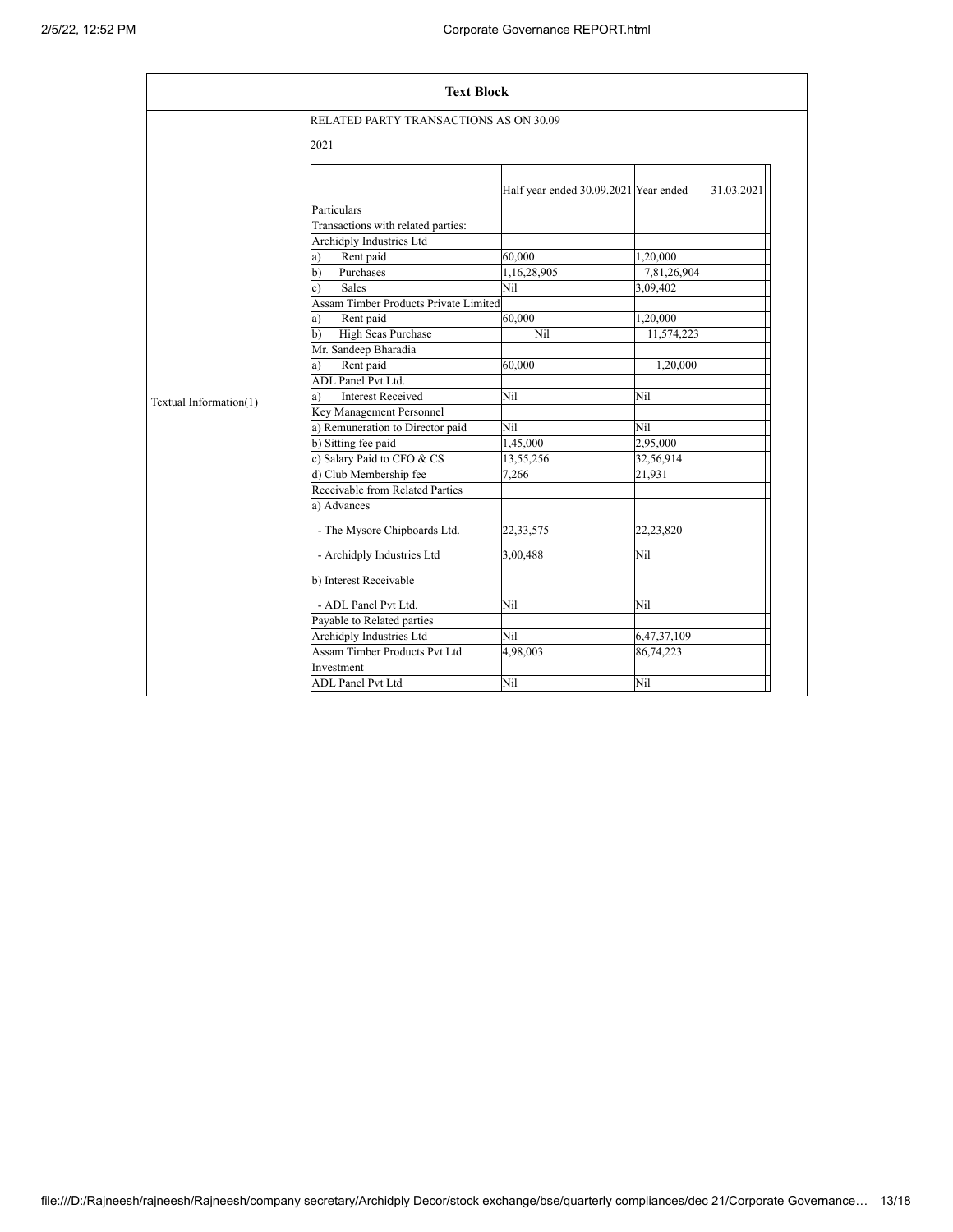| Text Block | |
|---|---|
| Textual Information(1) | RELATED PARTY TRANSACTIONS AS ON 30.09<br><br>2021 |

| Particulars | Half year ended 30.09.2021 | Year ended 31.03.2021 |
|---|---|---|
| Transactions with related parties: | | |
| Archidply Industries Ltd | | |
| a) Rent paid | 60,000 | 1,20,000 |
| b) Purchases | 1,16,28,905 | 7,81,26,904 |
| c) Sales | Nil | 3,09,402 |
| Assam Timber Products Private Limited | | |
| a) Rent paid | 60,000 | 1,20,000 |
| b) High Seas Purchase | Nil | 11,574,223 |
| Mr. Sandeep Bharadia | | |
| a) Rent paid | 60,000 | 1,20,000 |
| ADL Panel Pvt Ltd. | | |
| a) Interest Received | Nil | Nil |
| Key Management Personnel | | |
| a) Remuneration to Director paid | Nil | Nil |
| b) Sitting fee paid | 1,45,000 | 2,95,000 |
| c) Salary Paid to CFO & CS | 13,55,256 | 32,56,914 |
| d) Club Membership fee | 7,266 | 21,931 |
| Receivable from Related Parties | | |
| a) Advances | | |
| - The Mysore Chipboards Ltd. | 22,33,575 | 22,23,820 |
| - Archidply Industries Ltd | 3,00,488 | Nil |
| b) Interest Receivable | | |
| - ADL Panel Pvt Ltd. | Nil | Nil |
| Payable to Related parties | | |
| Archidply Industries Ltd | Nil | 6,47,37,109 |
| Assam Timber Products Pvt Ltd | 4,98,003 | 86,74,223 |
| Investment | | |
| ADL Panel Pvt Ltd | Nil | Nil |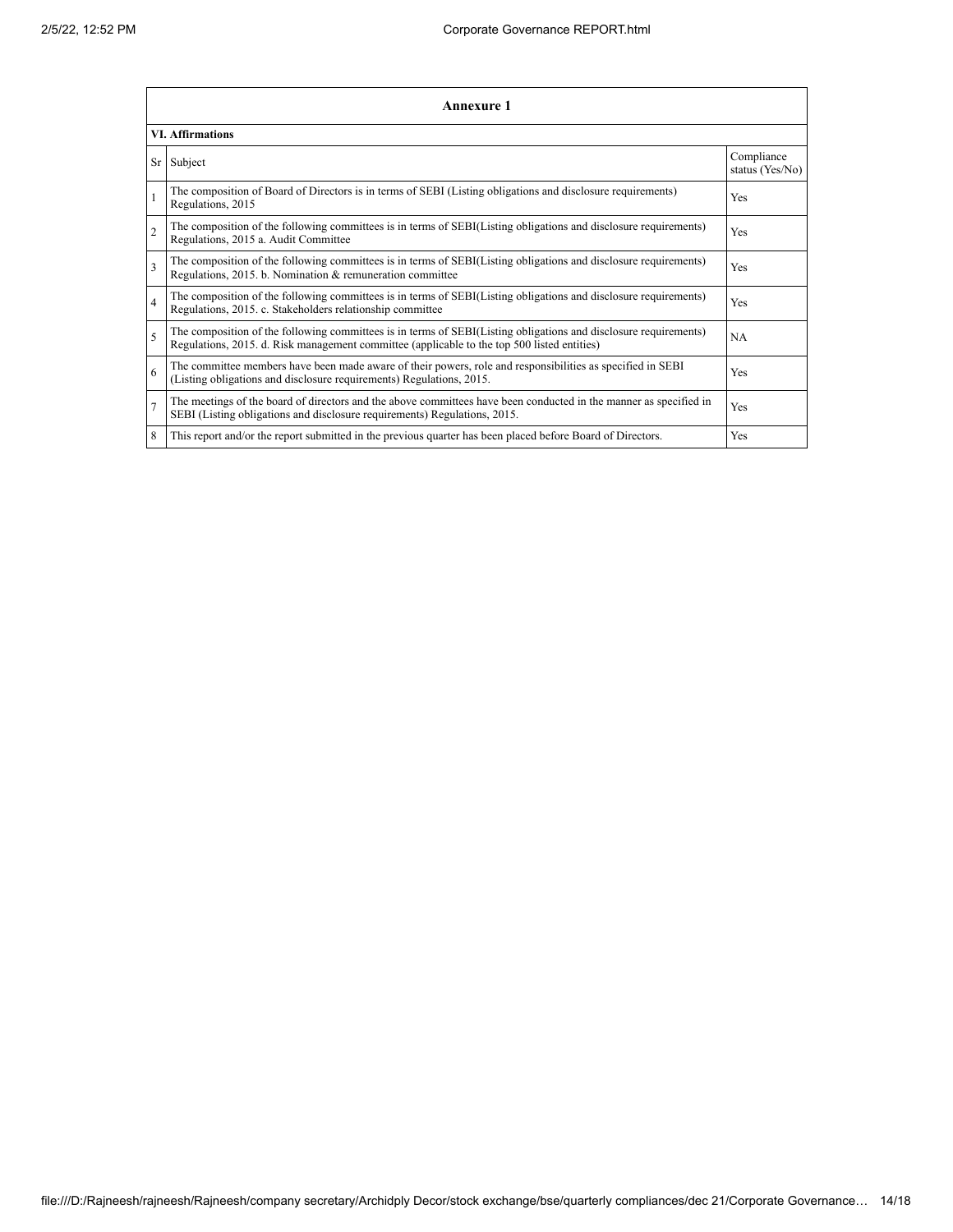## Annexure 1

### VI. Affirmations

| Sr | Subject | Compliance status (Yes/No) |
|---|---|---|
| 1 | The composition of Board of Directors is in terms of SEBI (Listing obligations and disclosure requirements) Regulations, 2015 | Yes |
| 2 | The composition of the following committees is in terms of SEBI(Listing obligations and disclosure requirements) Regulations, 2015 a. Audit Committee | Yes |
| 3 | The composition of the following committees is in terms of SEBI(Listing obligations and disclosure requirements) Regulations, 2015. b. Nomination & remuneration committee | Yes |
| 4 | The composition of the following committees is in terms of SEBI(Listing obligations and disclosure requirements) Regulations, 2015. c. Stakeholders relationship committee | Yes |
| 5 | The composition of the following committees is in terms of SEBI(Listing obligations and disclosure requirements) Regulations, 2015. d. Risk management committee (applicable to the top 500 listed entities) | NA |
| 6 | The committee members have been made aware of their powers, role and responsibilities as specified in SEBI (Listing obligations and disclosure requirements) Regulations, 2015. | Yes |
| 7 | The meetings of the board of directors and the above committees have been conducted in the manner as specified in SEBI (Listing obligations and disclosure requirements) Regulations, 2015. | Yes |
| 8 | This report and/or the report submitted in the previous quarter has been placed before Board of Directors. | Yes |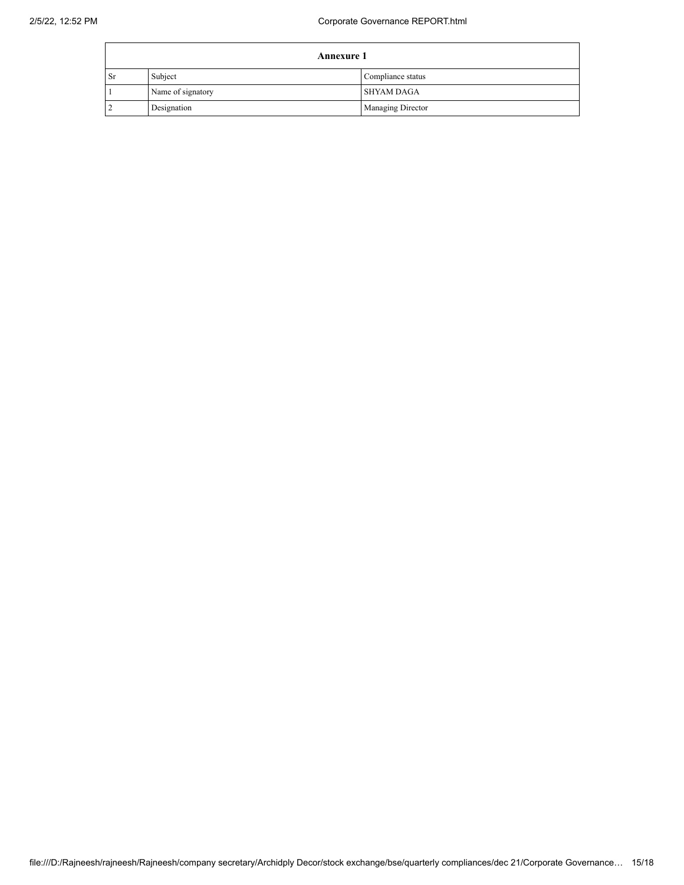| Annexure 1 | | |
|---|---|---|
| Sr | Subject | Compliance status |
| 1 | Name of signatory | SHYAM DAGA |
| 2 | Designation | Managing Director |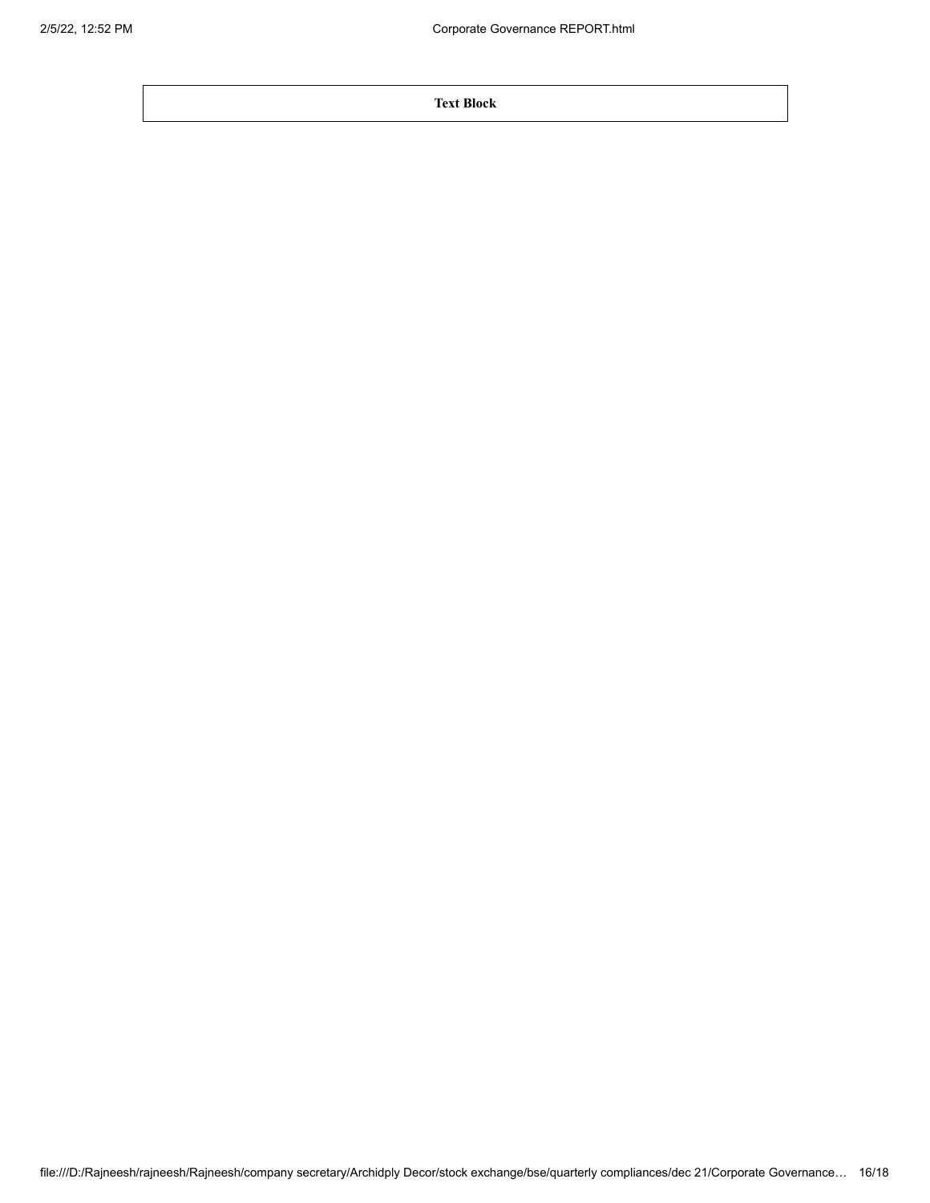| Text Block |
| --- |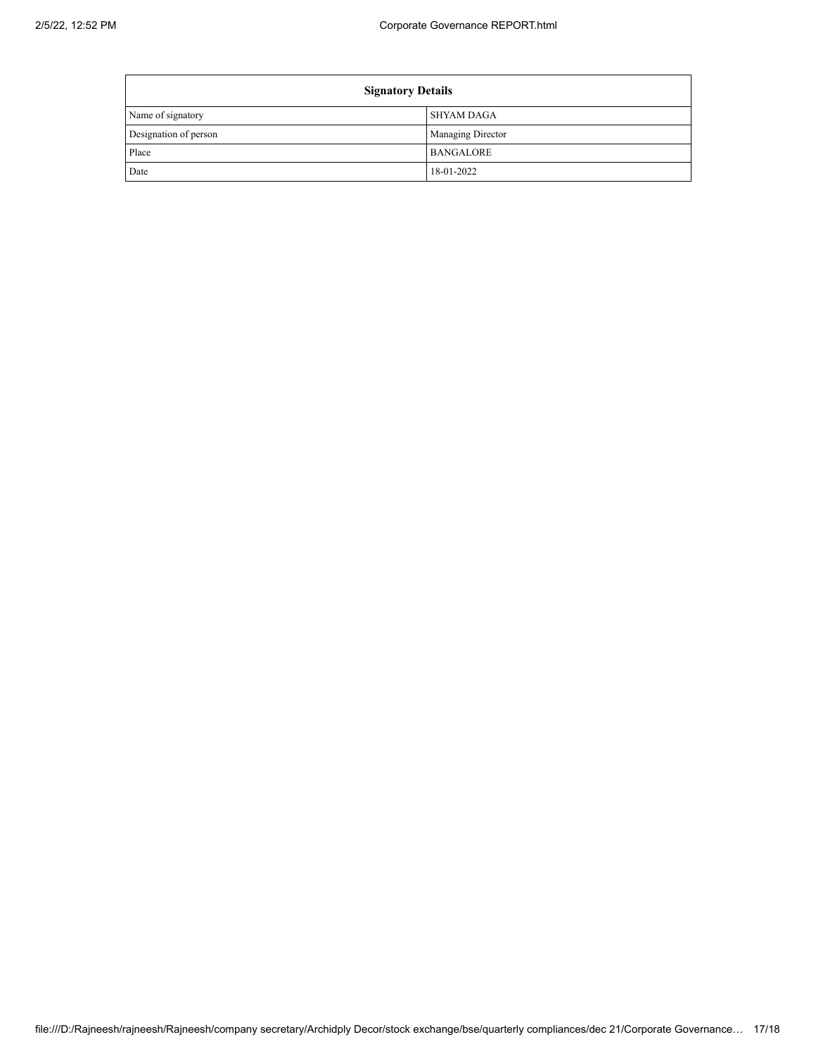| Signatory Details | |
|---|---|
| Name of signatory | SHYAM DAGA |
| Designation of person | Managing Director |
| Place | BANGALORE |
| Date | 18-01-2022 |